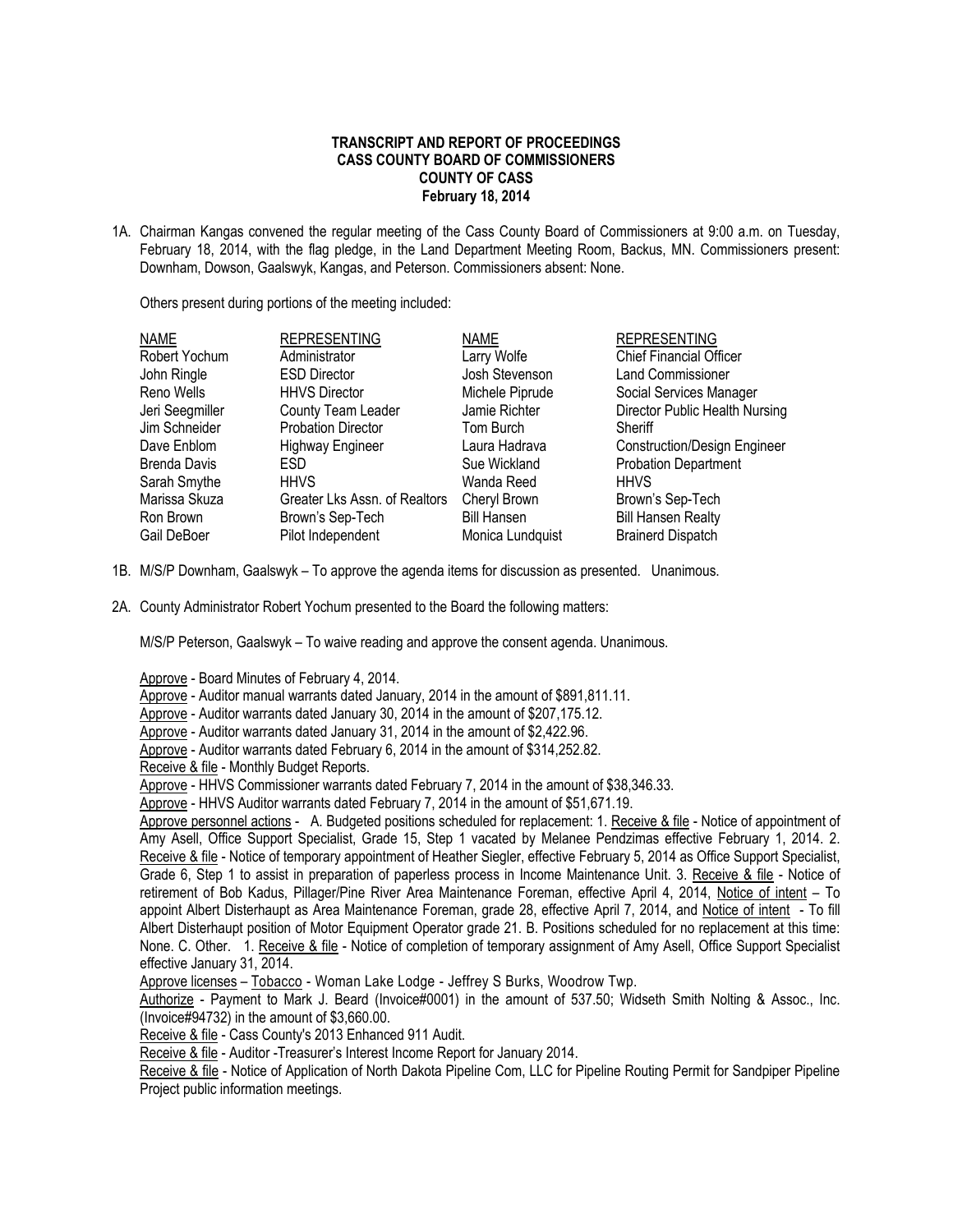**TRANSCRIPT AND REPORT OF PROCEEDINGS**
**CASS COUNTY BOARD OF COMMISSIONERS**
**COUNTY OF CASS**
**February 18, 2014**

1A. Chairman Kangas convened the regular meeting of the Cass County Board of Commissioners at 9:00 a.m. on Tuesday, February 18, 2014, with the flag pledge, in the Land Department Meeting Room, Backus, MN. Commissioners present: Downham, Dowson, Gaalswyk, Kangas, and Peterson. Commissioners absent: None.

Others present during portions of the meeting included:

| NAME | REPRESENTING | NAME | REPRESENTING |
|---|---|---|---|
| Robert Yochum | Administrator | Larry Wolfe | Chief Financial Officer |
| John Ringle | ESD Director | Josh Stevenson | Land Commissioner |
| Reno Wells | HHVS Director | Michele Piprude | Social Services Manager |
| Jeri Seegmiller | County Team Leader | Jamie Richter | Director Public Health Nursing |
| Jim Schneider | Probation Director | Tom Burch | Sheriff |
| Dave Enblom | Highway Engineer | Laura Hadrava | Construction/Design Engineer |
| Brenda Davis | ESD | Sue Wickland | Probation Department |
| Sarah Smythe | HHVS | Wanda Reed | HHVS |
| Marissa Skuza | Greater Lks Assn. of Realtors | Cheryl Brown | Brown's Sep-Tech |
| Ron Brown | Brown's Sep-Tech | Bill Hansen | Bill Hansen Realty |
| Gail DeBoer | Pilot Independent | Monica Lundquist | Brainerd Dispatch |

1B. M/S/P Downham, Gaalswyk – To approve the agenda items for discussion as presented. Unanimous.

2A. County Administrator Robert Yochum presented to the Board the following matters:

M/S/P Peterson, Gaalswyk – To waive reading and approve the consent agenda. Unanimous.

Approve - Board Minutes of February 4, 2014.
Approve - Auditor manual warrants dated January, 2014 in the amount of $891,811.11.
Approve - Auditor warrants dated January 30, 2014 in the amount of $207,175.12.
Approve - Auditor warrants dated January 31, 2014 in the amount of $2,422.96.
Approve - Auditor warrants dated February 6, 2014 in the amount of $314,252.82.
Receive & file - Monthly Budget Reports.
Approve - HHVS Commissioner warrants dated February 7, 2014 in the amount of $38,346.33.
Approve - HHVS Auditor warrants dated February 7, 2014 in the amount of $51,671.19.
Approve personnel actions - A. Budgeted positions scheduled for replacement: 1. Receive & file - Notice of appointment of Amy Asell, Office Support Specialist, Grade 15, Step 1 vacated by Melanee Pendzimas effective February 1, 2014. 2. Receive & file - Notice of temporary appointment of Heather Siegler, effective February 5, 2014 as Office Support Specialist, Grade 6, Step 1 to assist in preparation of paperless process in Income Maintenance Unit. 3. Receive & file - Notice of retirement of Bob Kadus, Pillager/Pine River Area Maintenance Foreman, effective April 4, 2014, Notice of intent – To appoint Albert Disterhaupt as Area Maintenance Foreman, grade 28, effective April 7, 2014, and Notice of intent - To fill Albert Disterhaupt position of Motor Equipment Operator grade 21. B. Positions scheduled for no replacement at this time: None. C. Other. 1. Receive & file - Notice of completion of temporary assignment of Amy Asell, Office Support Specialist effective January 31, 2014.
Approve licenses – Tobacco - Woman Lake Lodge - Jeffrey S Burks, Woodrow Twp.
Authorize - Payment to Mark J. Beard (Invoice#0001) in the amount of 537.50; Widseth Smith Nolting & Assoc., Inc. (Invoice#94732) in the amount of $3,660.00.
Receive & file - Cass County's 2013 Enhanced 911 Audit.
Receive & file - Auditor -Treasurer's Interest Income Report for January 2014.
Receive & file - Notice of Application of North Dakota Pipeline Com, LLC for Pipeline Routing Permit for Sandpiper Pipeline Project public information meetings.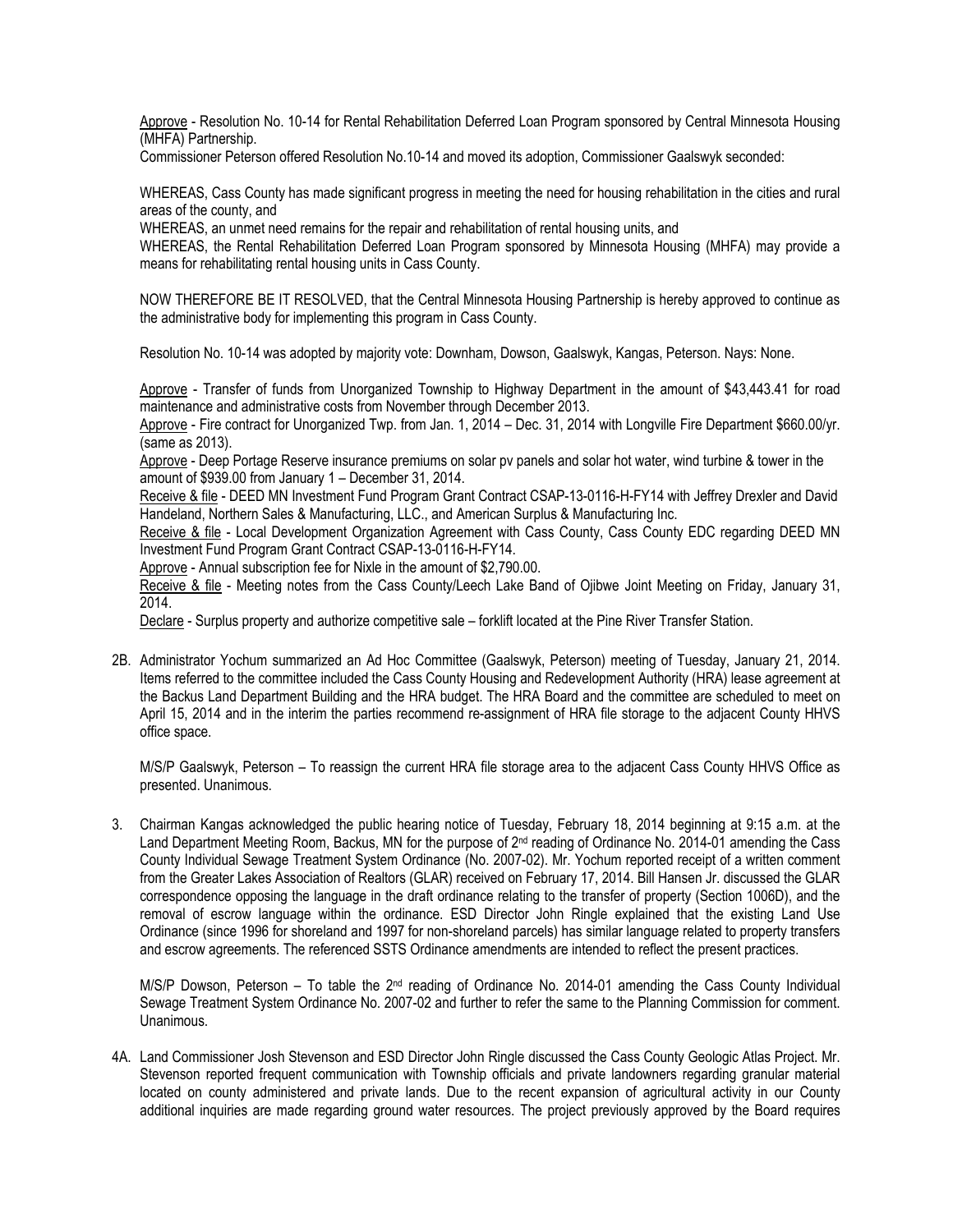Approve - Resolution No. 10-14 for Rental Rehabilitation Deferred Loan Program sponsored by Central Minnesota Housing (MHFA) Partnership.

Commissioner Peterson offered Resolution No.10-14 and moved its adoption, Commissioner Gaalswyk seconded:

WHEREAS, Cass County has made significant progress in meeting the need for housing rehabilitation in the cities and rural areas of the county, and

WHEREAS, an unmet need remains for the repair and rehabilitation of rental housing units, and

WHEREAS, the Rental Rehabilitation Deferred Loan Program sponsored by Minnesota Housing (MHFA) may provide a means for rehabilitating rental housing units in Cass County.

NOW THEREFORE BE IT RESOLVED, that the Central Minnesota Housing Partnership is hereby approved to continue as the administrative body for implementing this program in Cass County.

Resolution No. 10-14 was adopted by majority vote: Downham, Dowson, Gaalswyk, Kangas, Peterson. Nays: None.

Approve - Transfer of funds from Unorganized Township to Highway Department in the amount of $43,443.41 for road maintenance and administrative costs from November through December 2013.

Approve - Fire contract for Unorganized Twp. from Jan. 1, 2014 – Dec. 31, 2014 with Longville Fire Department $660.00/yr. (same as 2013).

Approve - Deep Portage Reserve insurance premiums on solar pv panels and solar hot water, wind turbine & tower in the amount of $939.00 from January 1 – December 31, 2014.

Receive & file - DEED MN Investment Fund Program Grant Contract CSAP-13-0116-H-FY14 with Jeffrey Drexler and David Handeland, Northern Sales & Manufacturing, LLC., and American Surplus & Manufacturing Inc.

Receive & file - Local Development Organization Agreement with Cass County, Cass County EDC regarding DEED MN Investment Fund Program Grant Contract CSAP-13-0116-H-FY14.

Approve - Annual subscription fee for Nixle in the amount of $2,790.00.

Receive & file - Meeting notes from the Cass County/Leech Lake Band of Ojibwe Joint Meeting on Friday, January 31, 2014.

Declare - Surplus property and authorize competitive sale – forklift located at the Pine River Transfer Station.

2B. Administrator Yochum summarized an Ad Hoc Committee (Gaalswyk, Peterson) meeting of Tuesday, January 21, 2014. Items referred to the committee included the Cass County Housing and Redevelopment Authority (HRA) lease agreement at the Backus Land Department Building and the HRA budget. The HRA Board and the committee are scheduled to meet on April 15, 2014 and in the interim the parties recommend re-assignment of HRA file storage to the adjacent County HHVS office space.

M/S/P Gaalswyk, Peterson – To reassign the current HRA file storage area to the adjacent Cass County HHVS Office as presented. Unanimous.

3. Chairman Kangas acknowledged the public hearing notice of Tuesday, February 18, 2014 beginning at 9:15 a.m. at the Land Department Meeting Room, Backus, MN for the purpose of 2nd reading of Ordinance No. 2014-01 amending the Cass County Individual Sewage Treatment System Ordinance (No. 2007-02). Mr. Yochum reported receipt of a written comment from the Greater Lakes Association of Realtors (GLAR) received on February 17, 2014. Bill Hansen Jr. discussed the GLAR correspondence opposing the language in the draft ordinance relating to the transfer of property (Section 1006D), and the removal of escrow language within the ordinance. ESD Director John Ringle explained that the existing Land Use Ordinance (since 1996 for shoreland and 1997 for non-shoreland parcels) has similar language related to property transfers and escrow agreements. The referenced SSTS Ordinance amendments are intended to reflect the present practices.

M/S/P Dowson, Peterson – To table the 2nd reading of Ordinance No. 2014-01 amending the Cass County Individual Sewage Treatment System Ordinance No. 2007-02 and further to refer the same to the Planning Commission for comment. Unanimous.

4A. Land Commissioner Josh Stevenson and ESD Director John Ringle discussed the Cass County Geologic Atlas Project. Mr. Stevenson reported frequent communication with Township officials and private landowners regarding granular material located on county administered and private lands. Due to the recent expansion of agricultural activity in our County additional inquiries are made regarding ground water resources. The project previously approved by the Board requires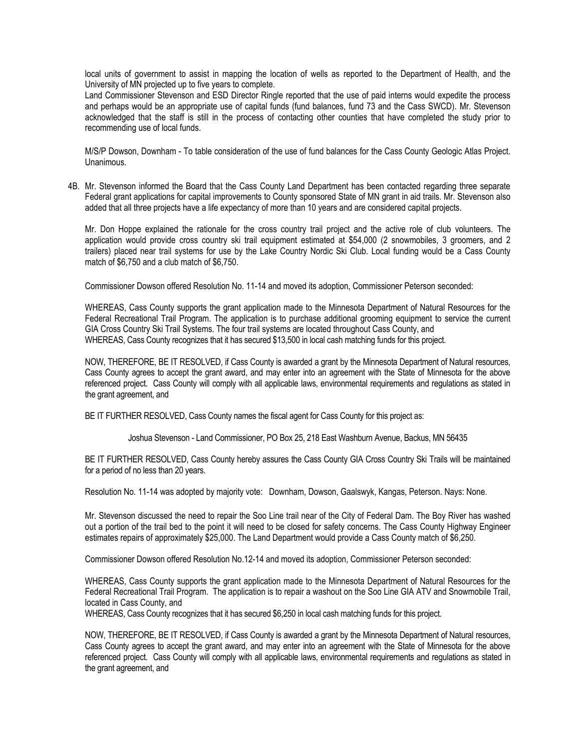local units of government to assist in mapping the location of wells as reported to the Department of Health, and the University of MN projected up to five years to complete.

Land Commissioner Stevenson and ESD Director Ringle reported that the use of paid interns would expedite the process and perhaps would be an appropriate use of capital funds (fund balances, fund 73 and the Cass SWCD). Mr. Stevenson acknowledged that the staff is still in the process of contacting other counties that have completed the study prior to recommending use of local funds.

M/S/P Dowson, Downham - To table consideration of the use of fund balances for the Cass County Geologic Atlas Project. Unanimous.

4B. Mr. Stevenson informed the Board that the Cass County Land Department has been contacted regarding three separate Federal grant applications for capital improvements to County sponsored State of MN grant in aid trails. Mr. Stevenson also added that all three projects have a life expectancy of more than 10 years and are considered capital projects.

Mr. Don Hoppe explained the rationale for the cross country trail project and the active role of club volunteers. The application would provide cross country ski trail equipment estimated at $54,000 (2 snowmobiles, 3 groomers, and 2 trailers) placed near trail systems for use by the Lake Country Nordic Ski Club. Local funding would be a Cass County match of $6,750 and a club match of $6,750.

Commissioner Dowson offered Resolution No. 11-14 and moved its adoption, Commissioner Peterson seconded:

WHEREAS, Cass County supports the grant application made to the Minnesota Department of Natural Resources for the Federal Recreational Trail Program. The application is to purchase additional grooming equipment to service the current GIA Cross Country Ski Trail Systems. The four trail systems are located throughout Cass County, and
WHEREAS, Cass County recognizes that it has secured $13,500 in local cash matching funds for this project.

NOW, THEREFORE, BE IT RESOLVED, if Cass County is awarded a grant by the Minnesota Department of Natural resources, Cass County agrees to accept the grant award, and may enter into an agreement with the State of Minnesota for the above referenced project. Cass County will comply with all applicable laws, environmental requirements and regulations as stated in the grant agreement, and

BE IT FURTHER RESOLVED, Cass County names the fiscal agent for Cass County for this project as:

Joshua Stevenson - Land Commissioner, PO Box 25, 218 East Washburn Avenue, Backus, MN 56435

BE IT FURTHER RESOLVED, Cass County hereby assures the Cass County GIA Cross Country Ski Trails will be maintained for a period of no less than 20 years.

Resolution No. 11-14 was adopted by majority vote: Downham, Dowson, Gaalswyk, Kangas, Peterson. Nays: None.

Mr. Stevenson discussed the need to repair the Soo Line trail near of the City of Federal Dam. The Boy River has washed out a portion of the trail bed to the point it will need to be closed for safety concerns. The Cass County Highway Engineer estimates repairs of approximately $25,000. The Land Department would provide a Cass County match of $6,250.

Commissioner Dowson offered Resolution No.12-14 and moved its adoption, Commissioner Peterson seconded:

WHEREAS, Cass County supports the grant application made to the Minnesota Department of Natural Resources for the Federal Recreational Trail Program. The application is to repair a washout on the Soo Line GIA ATV and Snowmobile Trail, located in Cass County, and
WHEREAS, Cass County recognizes that it has secured $6,250 in local cash matching funds for this project.

NOW, THEREFORE, BE IT RESOLVED, if Cass County is awarded a grant by the Minnesota Department of Natural resources, Cass County agrees to accept the grant award, and may enter into an agreement with the State of Minnesota for the above referenced project. Cass County will comply with all applicable laws, environmental requirements and regulations as stated in the grant agreement, and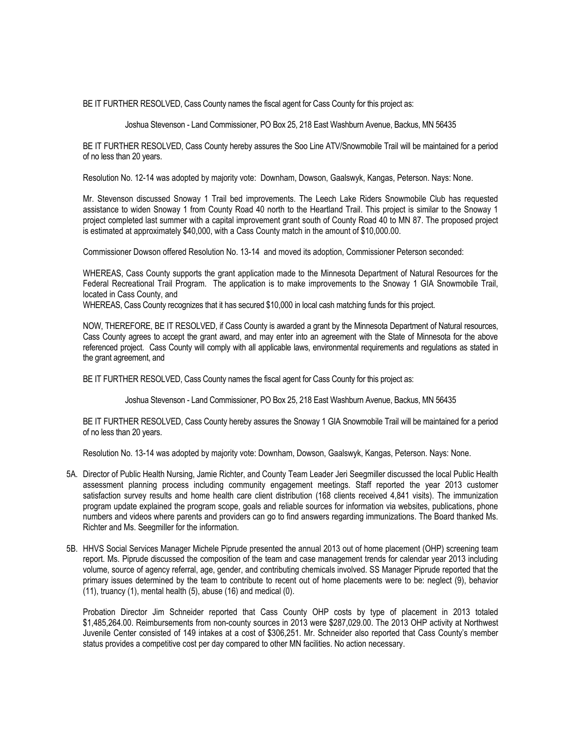BE IT FURTHER RESOLVED, Cass County names the fiscal agent for Cass County for this project as:

Joshua Stevenson - Land Commissioner, PO Box 25, 218 East Washburn Avenue, Backus, MN 56435

BE IT FURTHER RESOLVED, Cass County hereby assures the Soo Line ATV/Snowmobile Trail will be maintained for a period of no less than 20 years.

Resolution No. 12-14 was adopted by majority vote: Downham, Dowson, Gaalswyk, Kangas, Peterson. Nays: None.

Mr. Stevenson discussed Snoway 1 Trail bed improvements. The Leech Lake Riders Snowmobile Club has requested assistance to widen Snoway 1 from County Road 40 north to the Heartland Trail. This project is similar to the Snoway 1 project completed last summer with a capital improvement grant south of County Road 40 to MN 87. The proposed project is estimated at approximately $40,000, with a Cass County match in the amount of $10,000.00.

Commissioner Dowson offered Resolution No. 13-14 and moved its adoption, Commissioner Peterson seconded:

WHEREAS, Cass County supports the grant application made to the Minnesota Department of Natural Resources for the Federal Recreational Trail Program. The application is to make improvements to the Snoway 1 GIA Snowmobile Trail, located in Cass County, and

WHEREAS, Cass County recognizes that it has secured $10,000 in local cash matching funds for this project.

NOW, THEREFORE, BE IT RESOLVED, if Cass County is awarded a grant by the Minnesota Department of Natural resources, Cass County agrees to accept the grant award, and may enter into an agreement with the State of Minnesota for the above referenced project. Cass County will comply with all applicable laws, environmental requirements and regulations as stated in the grant agreement, and

BE IT FURTHER RESOLVED, Cass County names the fiscal agent for Cass County for this project as:

Joshua Stevenson - Land Commissioner, PO Box 25, 218 East Washburn Avenue, Backus, MN 56435

BE IT FURTHER RESOLVED, Cass County hereby assures the Snoway 1 GIA Snowmobile Trail will be maintained for a period of no less than 20 years.

Resolution No. 13-14 was adopted by majority vote: Downham, Dowson, Gaalswyk, Kangas, Peterson. Nays: None.

5A. Director of Public Health Nursing, Jamie Richter, and County Team Leader Jeri Seegmiller discussed the local Public Health assessment planning process including community engagement meetings. Staff reported the year 2013 customer satisfaction survey results and home health care client distribution (168 clients received 4,841 visits). The immunization program update explained the program scope, goals and reliable sources for information via websites, publications, phone numbers and videos where parents and providers can go to find answers regarding immunizations. The Board thanked Ms. Richter and Ms. Seegmiller for the information.

5B. HHVS Social Services Manager Michele Piprude presented the annual 2013 out of home placement (OHP) screening team report. Ms. Piprude discussed the composition of the team and case management trends for calendar year 2013 including volume, source of agency referral, age, gender, and contributing chemicals involved. SS Manager Piprude reported that the primary issues determined by the team to contribute to recent out of home placements were to be: neglect (9), behavior (11), truancy (1), mental health (5), abuse (16) and medical (0).

Probation Director Jim Schneider reported that Cass County OHP costs by type of placement in 2013 totaled $1,485,264.00. Reimbursements from non-county sources in 2013 were $287,029.00. The 2013 OHP activity at Northwest Juvenile Center consisted of 149 intakes at a cost of $306,251. Mr. Schneider also reported that Cass County's member status provides a competitive cost per day compared to other MN facilities. No action necessary.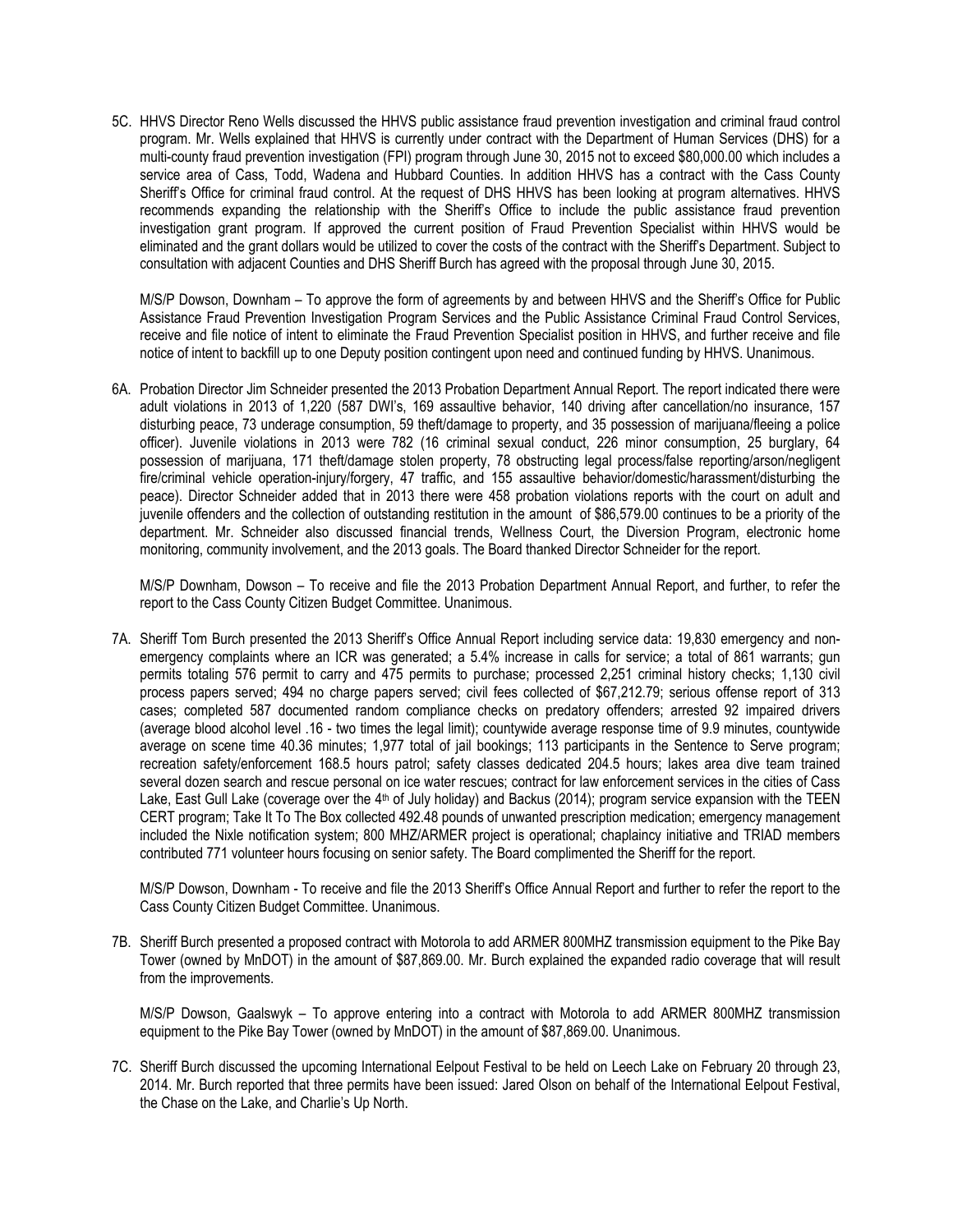5C. HHVS Director Reno Wells discussed the HHVS public assistance fraud prevention investigation and criminal fraud control program. Mr. Wells explained that HHVS is currently under contract with the Department of Human Services (DHS) for a multi-county fraud prevention investigation (FPI) program through June 30, 2015 not to exceed $80,000.00 which includes a service area of Cass, Todd, Wadena and Hubbard Counties. In addition HHVS has a contract with the Cass County Sheriff's Office for criminal fraud control. At the request of DHS HHVS has been looking at program alternatives. HHVS recommends expanding the relationship with the Sheriff's Office to include the public assistance fraud prevention investigation grant program. If approved the current position of Fraud Prevention Specialist within HHVS would be eliminated and the grant dollars would be utilized to cover the costs of the contract with the Sheriff's Department. Subject to consultation with adjacent Counties and DHS Sheriff Burch has agreed with the proposal through June 30, 2015.

M/S/P Dowson, Downham – To approve the form of agreements by and between HHVS and the Sheriff's Office for Public Assistance Fraud Prevention Investigation Program Services and the Public Assistance Criminal Fraud Control Services, receive and file notice of intent to eliminate the Fraud Prevention Specialist position in HHVS, and further receive and file notice of intent to backfill up to one Deputy position contingent upon need and continued funding by HHVS. Unanimous.

6A. Probation Director Jim Schneider presented the 2013 Probation Department Annual Report. The report indicated there were adult violations in 2013 of 1,220 (587 DWI's, 169 assaultive behavior, 140 driving after cancellation/no insurance, 157 disturbing peace, 73 underage consumption, 59 theft/damage to property, and 35 possession of marijuana/fleeing a police officer). Juvenile violations in 2013 were 782 (16 criminal sexual conduct, 226 minor consumption, 25 burglary, 64 possession of marijuana, 171 theft/damage stolen property, 78 obstructing legal process/false reporting/arson/negligent fire/criminal vehicle operation-injury/forgery, 47 traffic, and 155 assaultive behavior/domestic/harassment/disturbing the peace). Director Schneider added that in 2013 there were 458 probation violations reports with the court on adult and juvenile offenders and the collection of outstanding restitution in the amount of $86,579.00 continues to be a priority of the department. Mr. Schneider also discussed financial trends, Wellness Court, the Diversion Program, electronic home monitoring, community involvement, and the 2013 goals. The Board thanked Director Schneider for the report.

M/S/P Downham, Dowson – To receive and file the 2013 Probation Department Annual Report, and further, to refer the report to the Cass County Citizen Budget Committee. Unanimous.

7A. Sheriff Tom Burch presented the 2013 Sheriff's Office Annual Report including service data: 19,830 emergency and non-emergency complaints where an ICR was generated; a 5.4% increase in calls for service; a total of 861 warrants; gun permits totaling 576 permit to carry and 475 permits to purchase; processed 2,251 criminal history checks; 1,130 civil process papers served; 494 no charge papers served; civil fees collected of $67,212.79; serious offense report of 313 cases; completed 587 documented random compliance checks on predatory offenders; arrested 92 impaired drivers (average blood alcohol level .16 - two times the legal limit); countywide average response time of 9.9 minutes, countywide average on scene time 40.36 minutes; 1,977 total of jail bookings; 113 participants in the Sentence to Serve program; recreation safety/enforcement 168.5 hours patrol; safety classes dedicated 204.5 hours; lakes area dive team trained several dozen search and rescue personal on ice water rescues; contract for law enforcement services in the cities of Cass Lake, East Gull Lake (coverage over the 4th of July holiday) and Backus (2014); program service expansion with the TEEN CERT program; Take It To The Box collected 492.48 pounds of unwanted prescription medication; emergency management included the Nixle notification system; 800 MHZ/ARMER project is operational; chaplaincy initiative and TRIAD members contributed 771 volunteer hours focusing on senior safety. The Board complimented the Sheriff for the report.

M/S/P Dowson, Downham - To receive and file the 2013 Sheriff's Office Annual Report and further to refer the report to the Cass County Citizen Budget Committee. Unanimous.

7B. Sheriff Burch presented a proposed contract with Motorola to add ARMER 800MHZ transmission equipment to the Pike Bay Tower (owned by MnDOT) in the amount of $87,869.00. Mr. Burch explained the expanded radio coverage that will result from the improvements.

M/S/P Dowson, Gaalswyk – To approve entering into a contract with Motorola to add ARMER 800MHZ transmission equipment to the Pike Bay Tower (owned by MnDOT) in the amount of $87,869.00. Unanimous.

7C. Sheriff Burch discussed the upcoming International Eelpout Festival to be held on Leech Lake on February 20 through 23, 2014. Mr. Burch reported that three permits have been issued: Jared Olson on behalf of the International Eelpout Festival, the Chase on the Lake, and Charlie's Up North.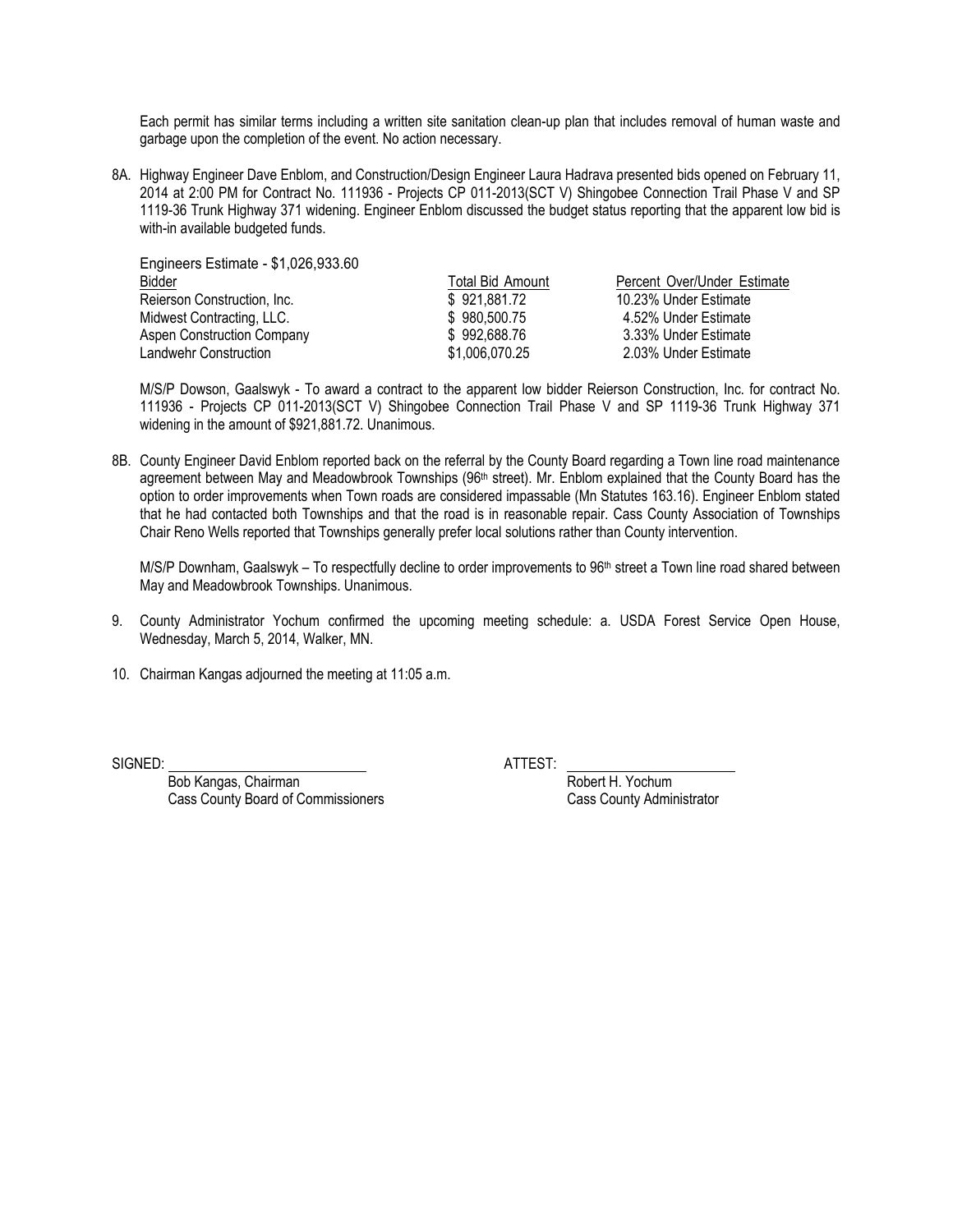Each permit has similar terms including a written site sanitation clean-up plan that includes removal of human waste and garbage upon the completion of the event. No action necessary.

8A. Highway Engineer Dave Enblom, and Construction/Design Engineer Laura Hadrava presented bids opened on February 11, 2014 at 2:00 PM for Contract No. 111936 - Projects CP 011-2013(SCT V) Shingobee Connection Trail Phase V and SP 1119-36 Trunk Highway 371 widening. Engineer Enblom discussed the budget status reporting that the apparent low bid is with-in available budgeted funds.

Engineers Estimate - $1,026,933.60

| Bidder | Total Bid Amount | Percent Over/Under Estimate |
|---|---|---|
| Reierson Construction, Inc. | $ 921,881.72 | 10.23% Under Estimate |
| Midwest Contracting, LLC. | $ 980,500.75 | 4.52% Under Estimate |
| Aspen Construction Company | $ 992,688.76 | 3.33% Under Estimate |
| Landwehr Construction | $1,006,070.25 | 2.03% Under Estimate |

M/S/P Dowson, Gaalswyk - To award a contract to the apparent low bidder Reierson Construction, Inc. for contract No. 111936 - Projects CP 011-2013(SCT V) Shingobee Connection Trail Phase V and SP 1119-36 Trunk Highway 371 widening in the amount of $921,881.72. Unanimous.

8B. County Engineer David Enblom reported back on the referral by the County Board regarding a Town line road maintenance agreement between May and Meadowbrook Townships (96th street). Mr. Enblom explained that the County Board has the option to order improvements when Town roads are considered impassable (Mn Statutes 163.16). Engineer Enblom stated that he had contacted both Townships and that the road is in reasonable repair. Cass County Association of Townships Chair Reno Wells reported that Townships generally prefer local solutions rather than County intervention.

M/S/P Downham, Gaalswyk – To respectfully decline to order improvements to 96th street a Town line road shared between May and Meadowbrook Townships. Unanimous.

9. County Administrator Yochum confirmed the upcoming meeting schedule: a. USDA Forest Service Open House, Wednesday, March 5, 2014, Walker, MN.

10. Chairman Kangas adjourned the meeting at 11:05 a.m.

SIGNED: ____________________________

Bob Kangas, Chairman
Cass County Board of Commissioners

ATTEST: ________________________

Robert H. Yochum
Cass County Administrator